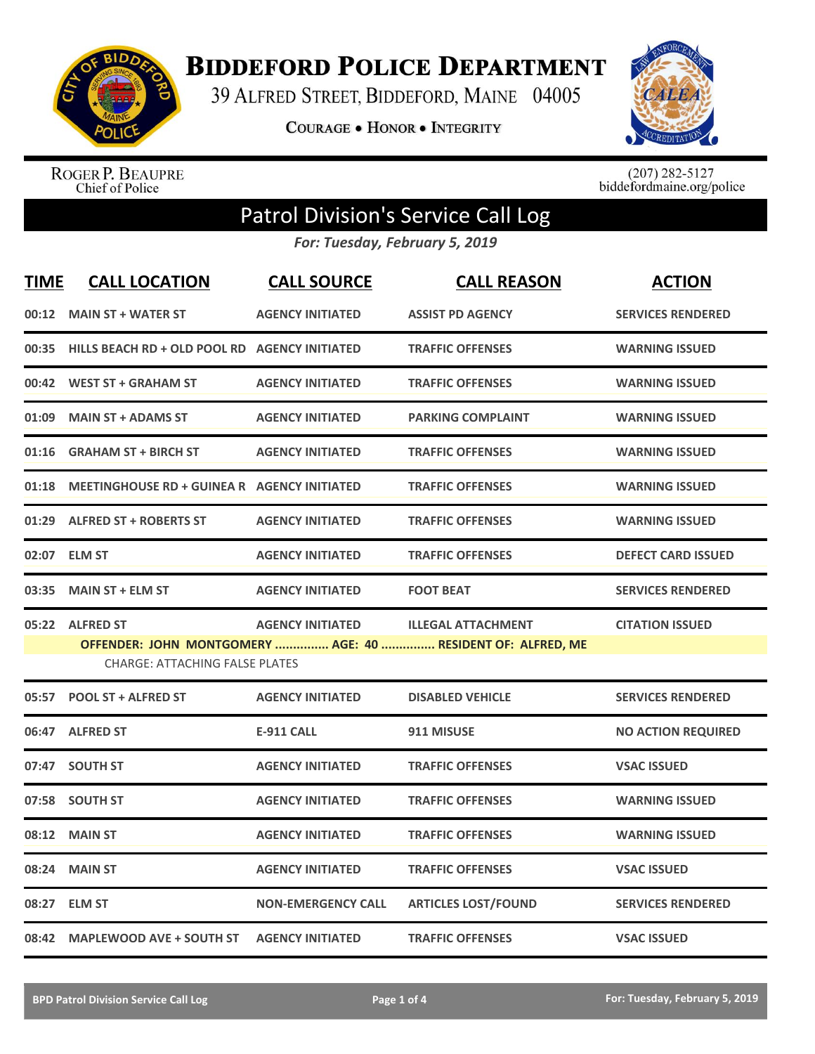# Biddeford Police Department

39 Alfred Street, Biddeford, Maine 04005

Courage • Honor • Integrity

Roger P. Beaupre
Chief of Police

(207) 282-5127
biddefordmaine.org/police

## Patrol Division's Service Call Log

*For: Tuesday, February 5, 2019*

| TIME | CALL LOCATION | CALL SOURCE | CALL REASON | ACTION |
|---|---|---|---|---|
| 00:12 | MAIN ST + WATER ST | AGENCY INITIATED | ASSIST PD AGENCY | SERVICES RENDERED |
| 00:35 | HILLS BEACH RD + OLD POOL RD | AGENCY INITIATED | TRAFFIC OFFENSES | WARNING ISSUED |
| 00:42 | WEST ST + GRAHAM ST | AGENCY INITIATED | TRAFFIC OFFENSES | WARNING ISSUED |
| 01:09 | MAIN ST + ADAMS ST | AGENCY INITIATED | PARKING COMPLAINT | WARNING ISSUED |
| 01:16 | GRAHAM ST + BIRCH ST | AGENCY INITIATED | TRAFFIC OFFENSES | WARNING ISSUED |
| 01:18 | MEETINGHOUSE RD + GUINEA R | AGENCY INITIATED | TRAFFIC OFFENSES | WARNING ISSUED |
| 01:29 | ALFRED ST + ROBERTS ST | AGENCY INITIATED | TRAFFIC OFFENSES | WARNING ISSUED |
| 02:07 | ELM ST | AGENCY INITIATED | TRAFFIC OFFENSES | DEFECT CARD ISSUED |
| 03:35 | MAIN ST + ELM ST | AGENCY INITIATED | FOOT BEAT | SERVICES RENDERED |
| 05:22 | ALFRED ST | AGENCY INITIATED | ILLEGAL ATTACHMENT | CITATION ISSUED |
| | OFFENDER: JOHN MONTGOMERY ............... AGE: 40 ............... RESIDENT OF: ALFRED, ME<br>CHARGE: ATTACHING FALSE PLATES | | | |
| 05:57 | POOL ST + ALFRED ST | AGENCY INITIATED | DISABLED VEHICLE | SERVICES RENDERED |
| 06:47 | ALFRED ST | E-911 CALL | 911 MISUSE | NO ACTION REQUIRED |
| 07:47 | SOUTH ST | AGENCY INITIATED | TRAFFIC OFFENSES | VSAC ISSUED |
| 07:58 | SOUTH ST | AGENCY INITIATED | TRAFFIC OFFENSES | WARNING ISSUED |
| 08:12 | MAIN ST | AGENCY INITIATED | TRAFFIC OFFENSES | WARNING ISSUED |
| 08:24 | MAIN ST | AGENCY INITIATED | TRAFFIC OFFENSES | VSAC ISSUED |
| 08:27 | ELM ST | NON-EMERGENCY CALL | ARTICLES LOST/FOUND | SERVICES RENDERED |
| 08:42 | MAPLEWOOD AVE + SOUTH ST | AGENCY INITIATED | TRAFFIC OFFENSES | VSAC ISSUED |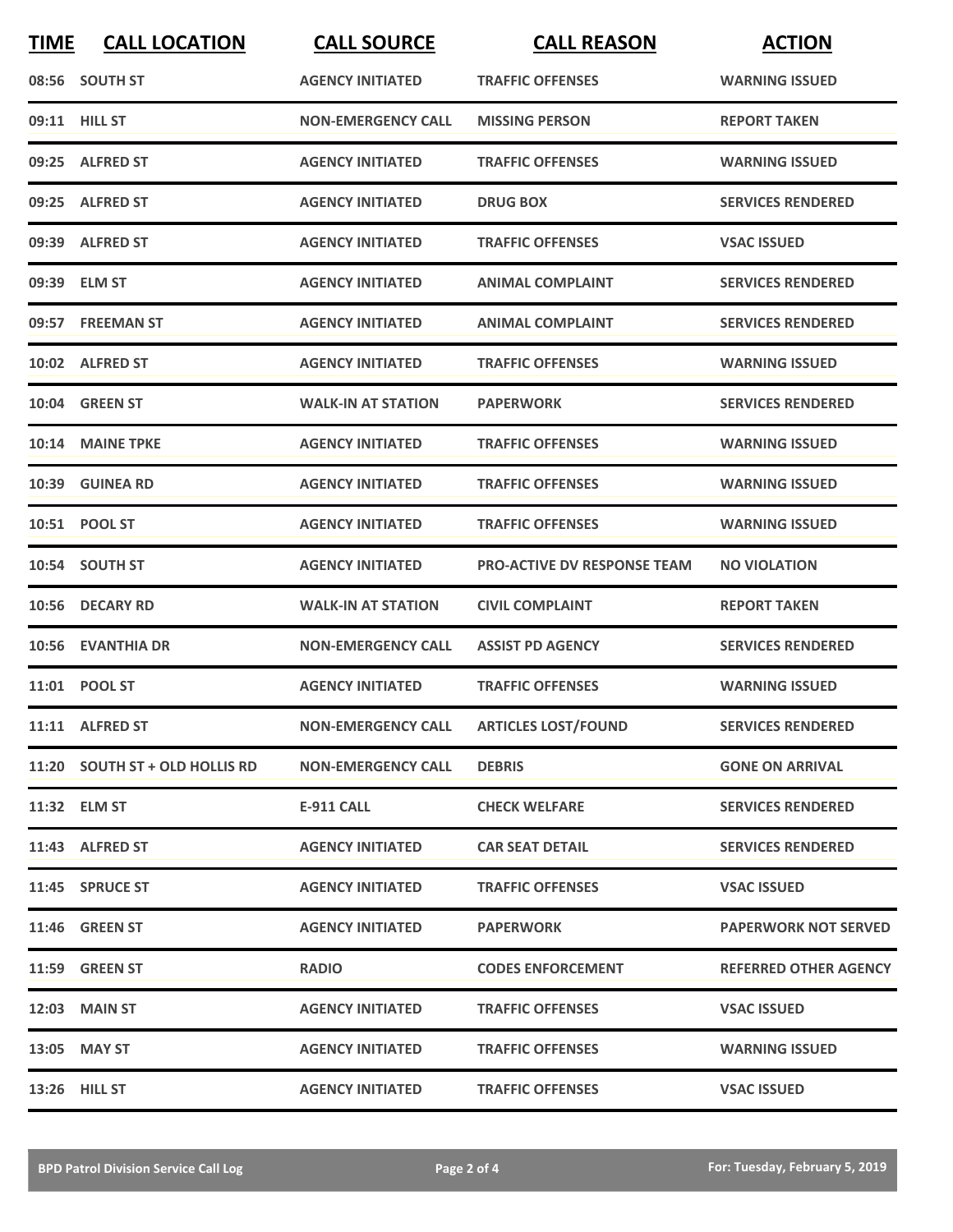| TIME | CALL LOCATION | CALL SOURCE | CALL REASON | ACTION |
|---|---|---|---|---|
| 08:56 | SOUTH ST | AGENCY INITIATED | TRAFFIC OFFENSES | WARNING ISSUED |
| 09:11 | HILL ST | NON-EMERGENCY CALL | MISSING PERSON | REPORT TAKEN |
| 09:25 | ALFRED ST | AGENCY INITIATED | TRAFFIC OFFENSES | WARNING ISSUED |
| 09:25 | ALFRED ST | AGENCY INITIATED | DRUG BOX | SERVICES RENDERED |
| 09:39 | ALFRED ST | AGENCY INITIATED | TRAFFIC OFFENSES | VSAC ISSUED |
| 09:39 | ELM ST | AGENCY INITIATED | ANIMAL COMPLAINT | SERVICES RENDERED |
| 09:57 | FREEMAN ST | AGENCY INITIATED | ANIMAL COMPLAINT | SERVICES RENDERED |
| 10:02 | ALFRED ST | AGENCY INITIATED | TRAFFIC OFFENSES | WARNING ISSUED |
| 10:04 | GREEN ST | WALK-IN AT STATION | PAPERWORK | SERVICES RENDERED |
| 10:14 | MAINE TPKE | AGENCY INITIATED | TRAFFIC OFFENSES | WARNING ISSUED |
| 10:39 | GUINEA RD | AGENCY INITIATED | TRAFFIC OFFENSES | WARNING ISSUED |
| 10:51 | POOL ST | AGENCY INITIATED | TRAFFIC OFFENSES | WARNING ISSUED |
| 10:54 | SOUTH ST | AGENCY INITIATED | PRO-ACTIVE DV RESPONSE TEAM | NO VIOLATION |
| 10:56 | DECARY RD | WALK-IN AT STATION | CIVIL COMPLAINT | REPORT TAKEN |
| 10:56 | EVANTHIA DR | NON-EMERGENCY CALL | ASSIST PD AGENCY | SERVICES RENDERED |
| 11:01 | POOL ST | AGENCY INITIATED | TRAFFIC OFFENSES | WARNING ISSUED |
| 11:11 | ALFRED ST | NON-EMERGENCY CALL | ARTICLES LOST/FOUND | SERVICES RENDERED |
| 11:20 | SOUTH ST + OLD HOLLIS RD | NON-EMERGENCY CALL | DEBRIS | GONE ON ARRIVAL |
| 11:32 | ELM ST | E-911 CALL | CHECK WELFARE | SERVICES RENDERED |
| 11:43 | ALFRED ST | AGENCY INITIATED | CAR SEAT DETAIL | SERVICES RENDERED |
| 11:45 | SPRUCE ST | AGENCY INITIATED | TRAFFIC OFFENSES | VSAC ISSUED |
| 11:46 | GREEN ST | AGENCY INITIATED | PAPERWORK | PAPERWORK NOT SERVED |
| 11:59 | GREEN ST | RADIO | CODES ENFORCEMENT | REFERRED OTHER AGENCY |
| 12:03 | MAIN ST | AGENCY INITIATED | TRAFFIC OFFENSES | VSAC ISSUED |
| 13:05 | MAY ST | AGENCY INITIATED | TRAFFIC OFFENSES | WARNING ISSUED |
| 13:26 | HILL ST | AGENCY INITIATED | TRAFFIC OFFENSES | VSAC ISSUED |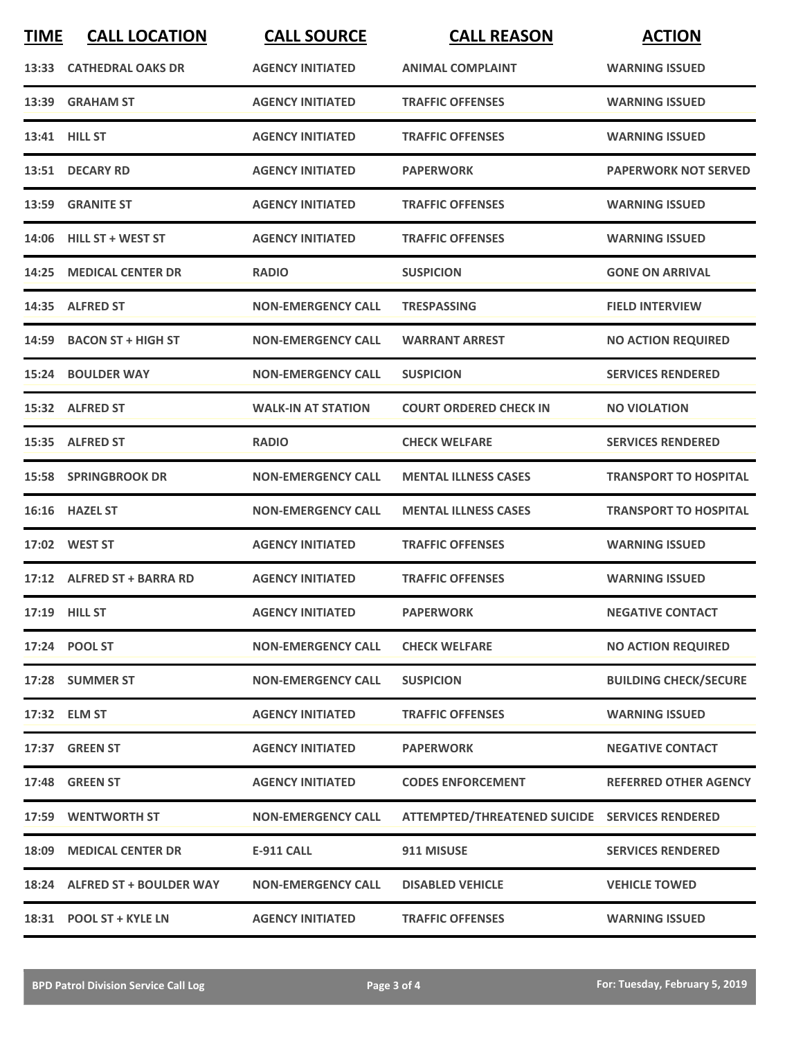| TIME | CALL LOCATION | CALL SOURCE | CALL REASON | ACTION |
| --- | --- | --- | --- | --- |
| 13:33 | CATHEDRAL OAKS DR | AGENCY INITIATED | ANIMAL COMPLAINT | WARNING ISSUED |
| 13:39 | GRAHAM ST | AGENCY INITIATED | TRAFFIC OFFENSES | WARNING ISSUED |
| 13:41 | HILL ST | AGENCY INITIATED | TRAFFIC OFFENSES | WARNING ISSUED |
| 13:51 | DECARY RD | AGENCY INITIATED | PAPERWORK | PAPERWORK NOT SERVED |
| 13:59 | GRANITE ST | AGENCY INITIATED | TRAFFIC OFFENSES | WARNING ISSUED |
| 14:06 | HILL ST + WEST ST | AGENCY INITIATED | TRAFFIC OFFENSES | WARNING ISSUED |
| 14:25 | MEDICAL CENTER DR | RADIO | SUSPICION | GONE ON ARRIVAL |
| 14:35 | ALFRED ST | NON-EMERGENCY CALL | TRESPASSING | FIELD INTERVIEW |
| 14:59 | BACON ST + HIGH ST | NON-EMERGENCY CALL | WARRANT ARREST | NO ACTION REQUIRED |
| 15:24 | BOULDER WAY | NON-EMERGENCY CALL | SUSPICION | SERVICES RENDERED |
| 15:32 | ALFRED ST | WALK-IN AT STATION | COURT ORDERED CHECK IN | NO VIOLATION |
| 15:35 | ALFRED ST | RADIO | CHECK WELFARE | SERVICES RENDERED |
| 15:58 | SPRINGBROOK DR | NON-EMERGENCY CALL | MENTAL ILLNESS CASES | TRANSPORT TO HOSPITAL |
| 16:16 | HAZEL ST | NON-EMERGENCY CALL | MENTAL ILLNESS CASES | TRANSPORT TO HOSPITAL |
| 17:02 | WEST ST | AGENCY INITIATED | TRAFFIC OFFENSES | WARNING ISSUED |
| 17:12 | ALFRED ST + BARRA RD | AGENCY INITIATED | TRAFFIC OFFENSES | WARNING ISSUED |
| 17:19 | HILL ST | AGENCY INITIATED | PAPERWORK | NEGATIVE CONTACT |
| 17:24 | POOL ST | NON-EMERGENCY CALL | CHECK WELFARE | NO ACTION REQUIRED |
| 17:28 | SUMMER ST | NON-EMERGENCY CALL | SUSPICION | BUILDING CHECK/SECURE |
| 17:32 | ELM ST | AGENCY INITIATED | TRAFFIC OFFENSES | WARNING ISSUED |
| 17:37 | GREEN ST | AGENCY INITIATED | PAPERWORK | NEGATIVE CONTACT |
| 17:48 | GREEN ST | AGENCY INITIATED | CODES ENFORCEMENT | REFERRED OTHER AGENCY |
| 17:59 | WENTWORTH ST | NON-EMERGENCY CALL | ATTEMPTED/THREATENED SUICIDE | SERVICES RENDERED |
| 18:09 | MEDICAL CENTER DR | E-911 CALL | 911 MISUSE | SERVICES RENDERED |
| 18:24 | ALFRED ST + BOULDER WAY | NON-EMERGENCY CALL | DISABLED VEHICLE | VEHICLE TOWED |
| 18:31 | POOL ST + KYLE LN | AGENCY INITIATED | TRAFFIC OFFENSES | WARNING ISSUED |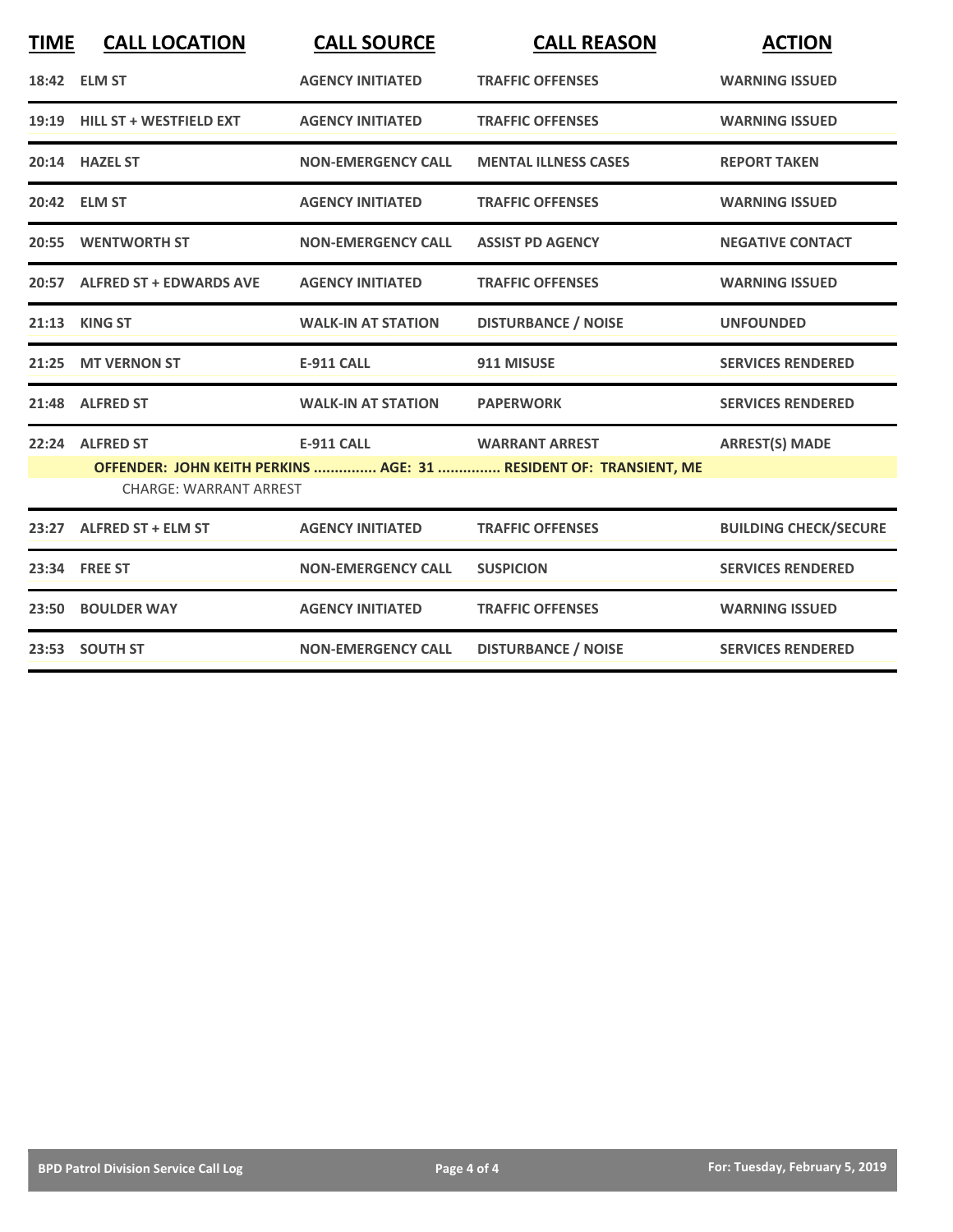| TIME | CALL LOCATION | CALL SOURCE | CALL REASON | ACTION |
|---|---|---|---|---|
| 18:42 | ELM ST | AGENCY INITIATED | TRAFFIC OFFENSES | WARNING ISSUED |
| 19:19 | HILL ST + WESTFIELD EXT | AGENCY INITIATED | TRAFFIC OFFENSES | WARNING ISSUED |
| 20:14 | HAZEL ST | NON-EMERGENCY CALL | MENTAL ILLNESS CASES | REPORT TAKEN |
| 20:42 | ELM ST | AGENCY INITIATED | TRAFFIC OFFENSES | WARNING ISSUED |
| 20:55 | WENTWORTH ST | NON-EMERGENCY CALL | ASSIST PD AGENCY | NEGATIVE CONTACT |
| 20:57 | ALFRED ST + EDWARDS AVE | AGENCY INITIATED | TRAFFIC OFFENSES | WARNING ISSUED |
| 21:13 | KING ST | WALK-IN AT STATION | DISTURBANCE / NOISE | UNFOUNDED |
| 21:25 | MT VERNON ST | E-911 CALL | 911 MISUSE | SERVICES RENDERED |
| 21:48 | ALFRED ST | WALK-IN AT STATION | PAPERWORK | SERVICES RENDERED |
| 22:24 | ALFRED ST | E-911 CALL | WARRANT ARREST | ARREST(S) MADE |
| | OFFENDER: JOHN KEITH PERKINS ............... AGE: 31 ............... RESIDENT OF: TRANSIENT, ME | | | |
| | CHARGE: WARRANT ARREST | | | |
| 23:27 | ALFRED ST + ELM ST | AGENCY INITIATED | TRAFFIC OFFENSES | BUILDING CHECK/SECURE |
| 23:34 | FREE ST | NON-EMERGENCY CALL | SUSPICION | SERVICES RENDERED |
| 23:50 | BOULDER WAY | AGENCY INITIATED | TRAFFIC OFFENSES | WARNING ISSUED |
| 23:53 | SOUTH ST | NON-EMERGENCY CALL | DISTURBANCE / NOISE | SERVICES RENDERED |